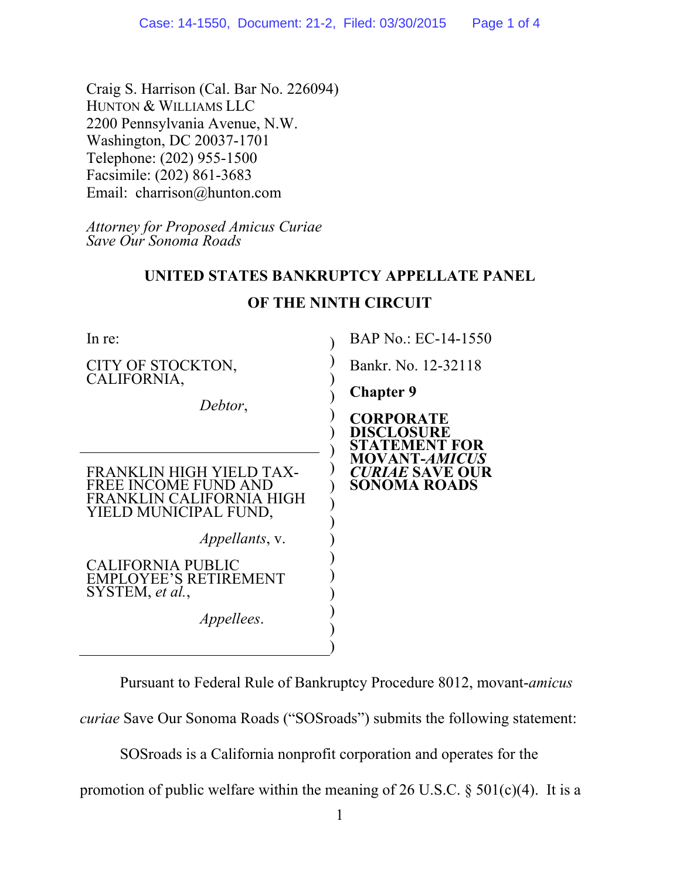Craig S. Harrison (Cal. Bar No. 226094)
HUNTON & WILLIAMS LLC
2200 Pennsylvania Avenue, N.W.
Washington, DC 20037-1701
Telephone: (202) 955-1500
Facsimile: (202) 861-3683
Email: charrison@hunton.com

*Attorney for Proposed Amicus Curiae Save Our Sonoma Roads*

**UNITED STATES BANKRUPTCY APPELLATE PANEL**

**OF THE NINTH CIRCUIT**

| | |
|---|---|
| In re:<br><br>CITY OF STOCKTON, CALIFORNIA,<br><br>*Debtor*, | BAP No.: EC-14-1550<br><br>Bankr. No. 12-32118<br><br>**Chapter 9**<br><br>**CORPORATE DISCLOSURE STATEMENT FOR MOVANT-*AMICUS CURIAE* SAVE OUR SONOMA ROADS** |
| FRANKLIN HIGH YIELD TAX-FREE INCOME FUND AND FRANKLIN CALIFORNIA HIGH YIELD MUNICIPAL FUND,<br><br>*Appellants*, v.<br><br>CALIFORNIA PUBLIC EMPLOYEE'S RETIREMENT SYSTEM, *et al.*,<br><br>*Appellees*. | |

Pursuant to Federal Rule of Bankruptcy Procedure 8012, movant-*amicus curiae* Save Our Sonoma Roads ("SOSroads") submits the following statement:

SOSroads is a California nonprofit corporation and operates for the promotion of public welfare within the meaning of 26 U.S.C. § 501(c)(4). It is a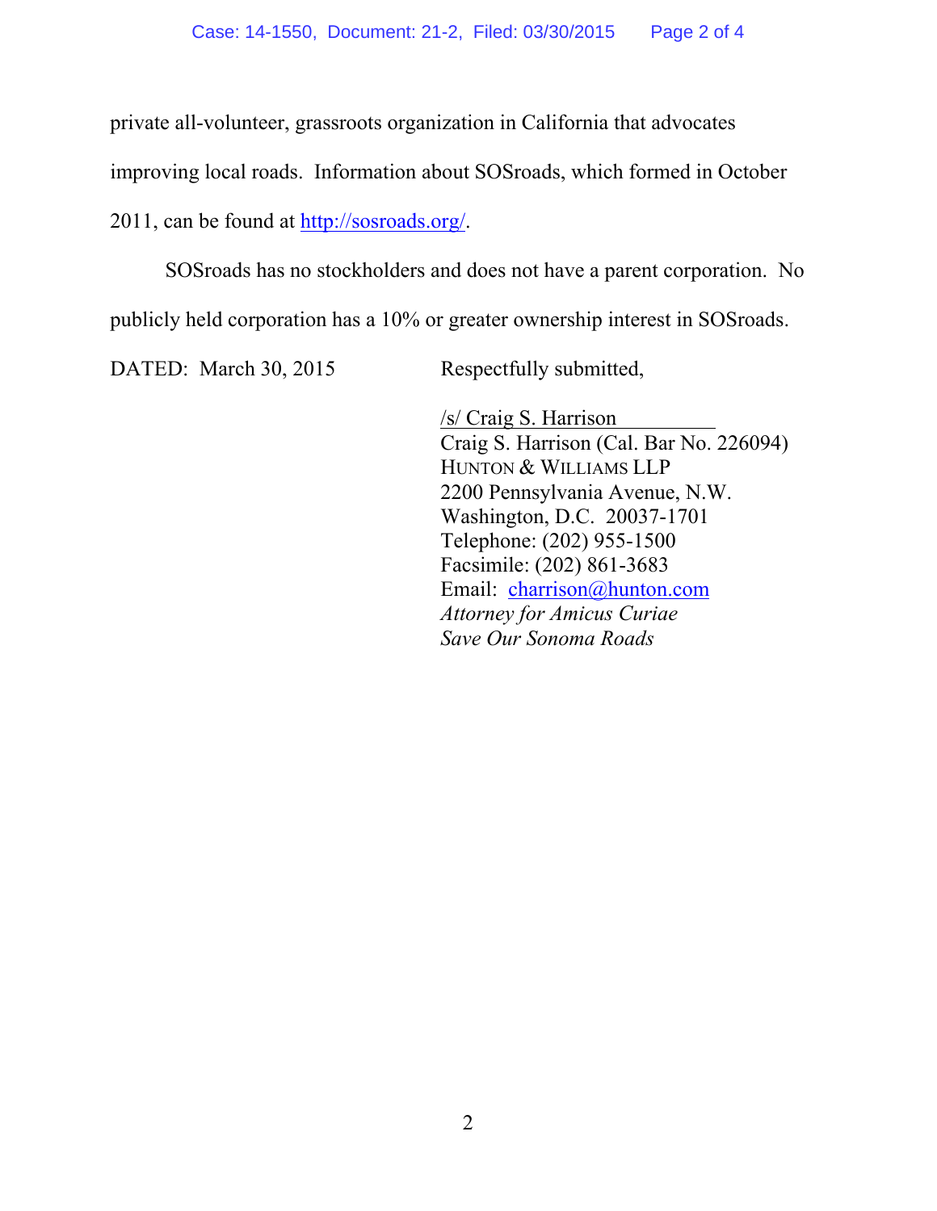private all-volunteer, grassroots organization in California that advocates improving local roads. Information about SOSroads, which formed in October 2011, can be found at http://sosroads.org/.

SOSroads has no stockholders and does not have a parent corporation. No publicly held corporation has a 10% or greater ownership interest in SOSroads.

DATED: March 30, 2015

Respectfully submitted,

/s/ Craig S. Harrison
Craig S. Harrison (Cal. Bar No. 226094)
HUNTON & WILLIAMS LLP
2200 Pennsylvania Avenue, N.W.
Washington, D.C. 20037-1701
Telephone: (202) 955-1500
Facsimile: (202) 861-3683
Email: charrison@hunton.com
*Attorney for Amicus Curiae*
*Save Our Sonoma Roads*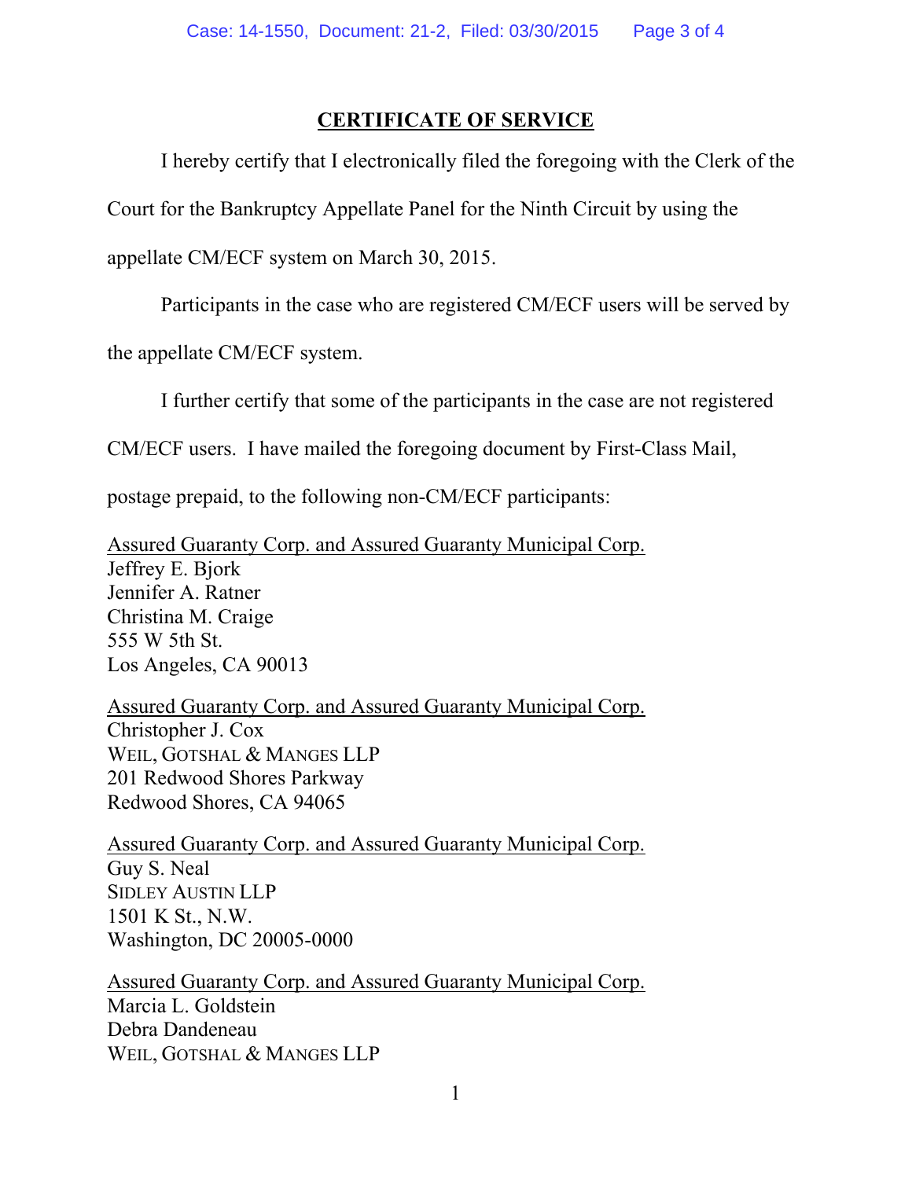## CERTIFICATE OF SERVICE

I hereby certify that I electronically filed the foregoing with the Clerk of the Court for the Bankruptcy Appellate Panel for the Ninth Circuit by using the appellate CM/ECF system on March 30, 2015.

Participants in the case who are registered CM/ECF users will be served by the appellate CM/ECF system.

I further certify that some of the participants in the case are not registered CM/ECF users. I have mailed the foregoing document by First-Class Mail, postage prepaid, to the following non-CM/ECF participants:

<u>Assured Guaranty Corp. and Assured Guaranty Municipal Corp.</u>
Jeffrey E. Bjork
Jennifer A. Ratner
Christina M. Craige
555 W 5th St.
Los Angeles, CA 90013

<u>Assured Guaranty Corp. and Assured Guaranty Municipal Corp.</u>
Christopher J. Cox
WEIL, GOTSHAL & MANGES LLP
201 Redwood Shores Parkway
Redwood Shores, CA 94065

<u>Assured Guaranty Corp. and Assured Guaranty Municipal Corp.</u>
Guy S. Neal
SIDLEY AUSTIN LLP
1501 K St., N.W.
Washington, DC 20005-0000

<u>Assured Guaranty Corp. and Assured Guaranty Municipal Corp.</u>
Marcia L. Goldstein
Debra Dandeneau
WEIL, GOTSHAL & MANGES LLP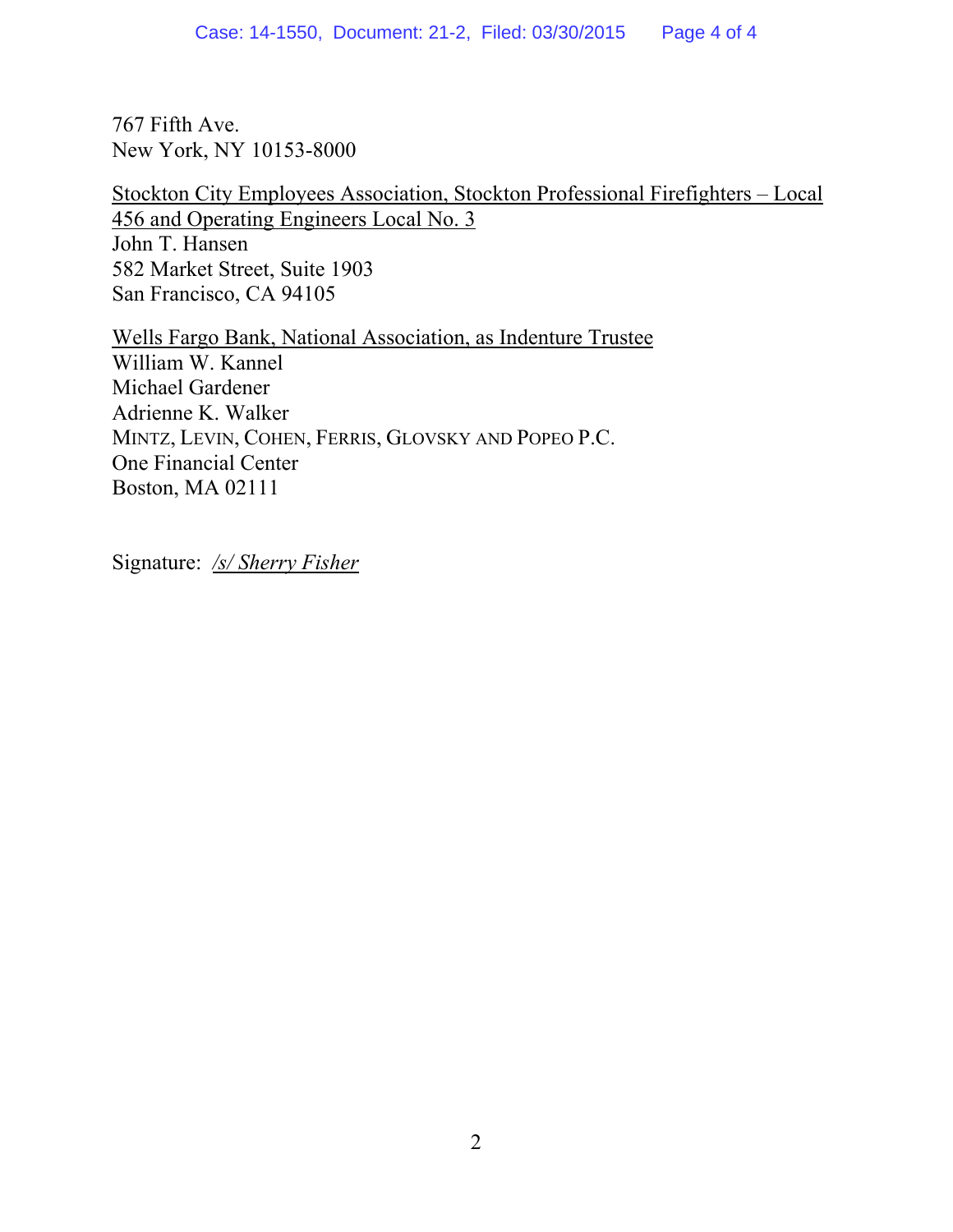767 Fifth Ave.
New York, NY 10153-8000

<u>Stockton City Employees Association, Stockton Professional Firefighters – Local 456 and Operating Engineers Local No. 3</u>
John T. Hansen
582 Market Street, Suite 1903
San Francisco, CA 94105

<u>Wells Fargo Bank, National Association, as Indenture Trustee</u>
William W. Kannel
Michael Gardener
Adrienne K. Walker
MINTZ, LEVIN, COHEN, FERRIS, GLOVSKY AND POPEO P.C.
One Financial Center
Boston, MA 02111

Signature: *<u>/s/ Sherry Fisher</u>*